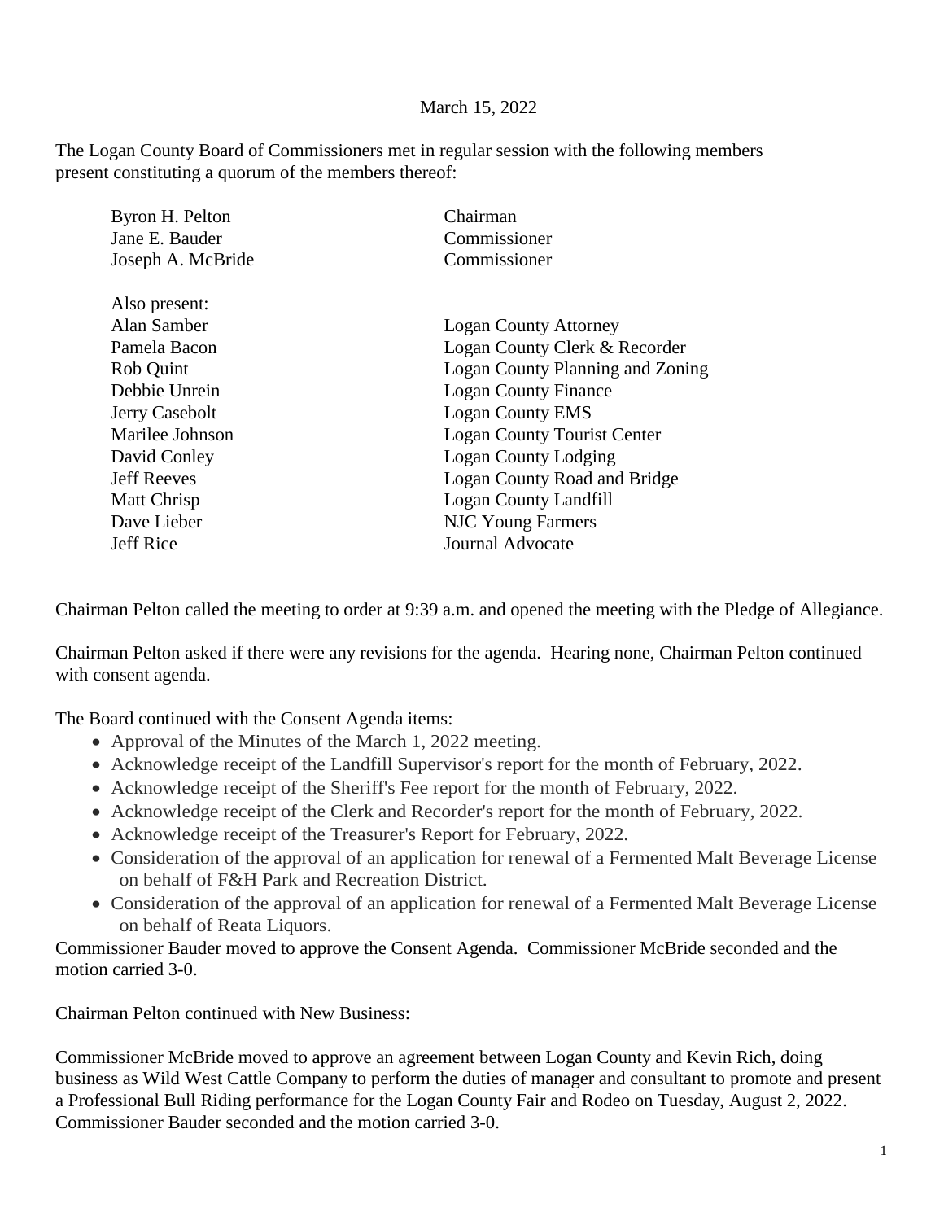March 15, 2022

The Logan County Board of Commissioners met in regular session with the following members present constituting a quorum of the members thereof:

| | |
|---|---|
| Byron H. Pelton | Chairman |
| Jane E. Bauder | Commissioner |
| Joseph A. McBride | Commissioner |

Also present:

| | |
|---|---|
| Alan Samber | Logan County Attorney |
| Pamela Bacon | Logan County Clerk & Recorder |
| Rob Quint | Logan County Planning and Zoning |
| Debbie Unrein | Logan County Finance |
| Jerry Casebolt | Logan County EMS |
| Marilee Johnson | Logan County Tourist Center |
| David Conley | Logan County Lodging |
| Jeff Reeves | Logan County Road and Bridge |
| Matt Chrisp | Logan County Landfill |
| Dave Lieber | NJC Young Farmers |
| Jeff Rice | Journal Advocate |

Chairman Pelton called the meeting to order at 9:39 a.m. and opened the meeting with the Pledge of Allegiance.

Chairman Pelton asked if there were any revisions for the agenda. Hearing none, Chairman Pelton continued with consent agenda.

The Board continued with the Consent Agenda items:

- Approval of the Minutes of the March 1, 2022 meeting.
- Acknowledge receipt of the Landfill Supervisor's report for the month of February, 2022.
- Acknowledge receipt of the Sheriff's Fee report for the month of February, 2022.
- Acknowledge receipt of the Clerk and Recorder's report for the month of February, 2022.
- Acknowledge receipt of the Treasurer's Report for February, 2022.
- Consideration of the approval of an application for renewal of a Fermented Malt Beverage License on behalf of F&H Park and Recreation District.
- Consideration of the approval of an application for renewal of a Fermented Malt Beverage License on behalf of Reata Liquors.

Commissioner Bauder moved to approve the Consent Agenda. Commissioner McBride seconded and the motion carried 3-0.

Chairman Pelton continued with New Business:

Commissioner McBride moved to approve an agreement between Logan County and Kevin Rich, doing business as Wild West Cattle Company to perform the duties of manager and consultant to promote and present a Professional Bull Riding performance for the Logan County Fair and Rodeo on Tuesday, August 2, 2022. Commissioner Bauder seconded and the motion carried 3-0.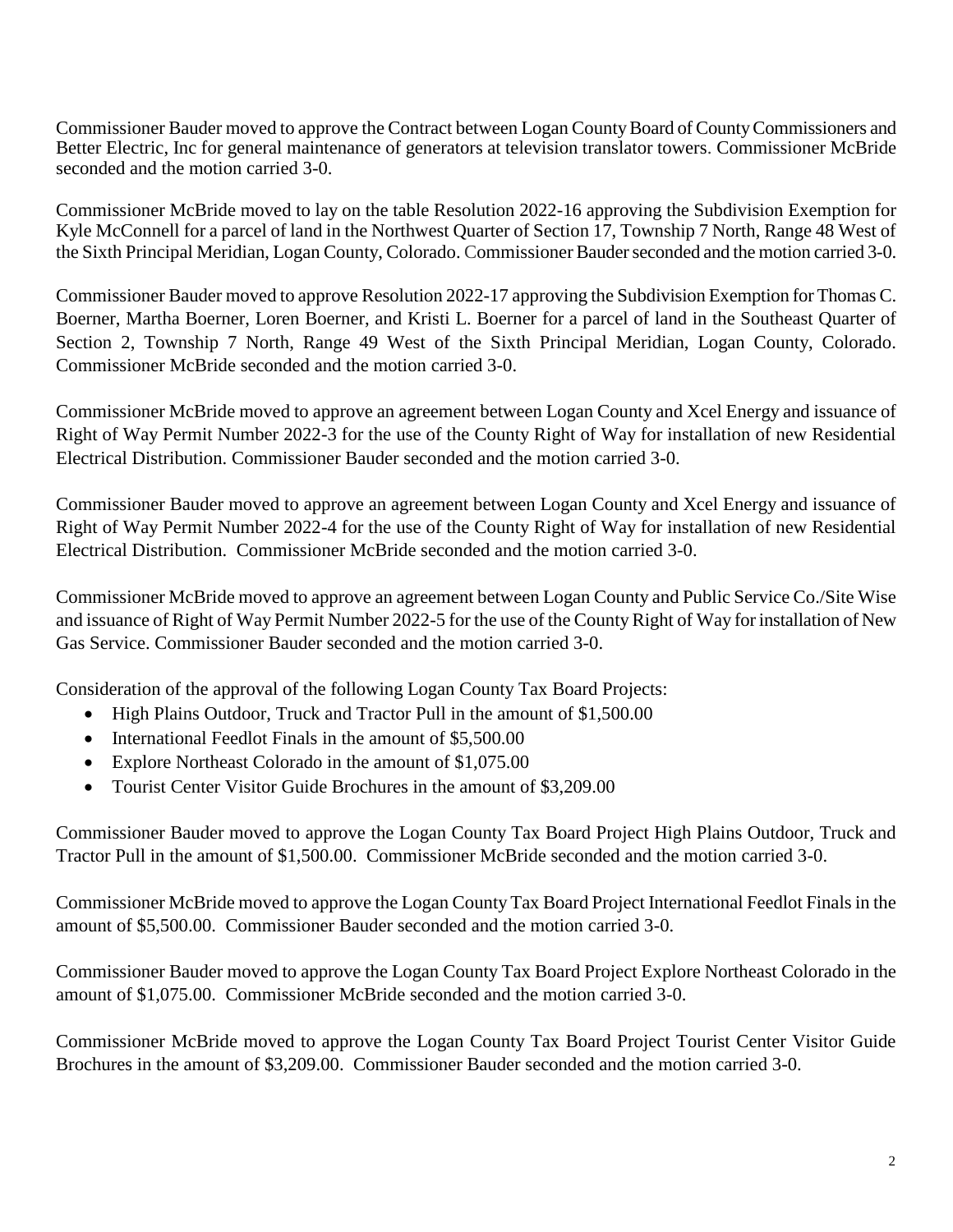Commissioner Bauder moved to approve the Contract between Logan County Board of County Commissioners and Better Electric, Inc for general maintenance of generators at television translator towers. Commissioner McBride seconded and the motion carried 3-0.

Commissioner McBride moved to lay on the table Resolution 2022-16 approving the Subdivision Exemption for Kyle McConnell for a parcel of land in the Northwest Quarter of Section 17, Township 7 North, Range 48 West of the Sixth Principal Meridian, Logan County, Colorado. Commissioner Bauder seconded and the motion carried 3-0.

Commissioner Bauder moved to approve Resolution 2022-17 approving the Subdivision Exemption for Thomas C. Boerner, Martha Boerner, Loren Boerner, and Kristi L. Boerner for a parcel of land in the Southeast Quarter of Section 2, Township 7 North, Range 49 West of the Sixth Principal Meridian, Logan County, Colorado. Commissioner McBride seconded and the motion carried 3-0.

Commissioner McBride moved to approve an agreement between Logan County and Xcel Energy and issuance of Right of Way Permit Number 2022-3 for the use of the County Right of Way for installation of new Residential Electrical Distribution. Commissioner Bauder seconded and the motion carried 3-0.

Commissioner Bauder moved to approve an agreement between Logan County and Xcel Energy and issuance of Right of Way Permit Number 2022-4 for the use of the County Right of Way for installation of new Residential Electrical Distribution. Commissioner McBride seconded and the motion carried 3-0.

Commissioner McBride moved to approve an agreement between Logan County and Public Service Co./Site Wise and issuance of Right of Way Permit Number 2022-5 for the use of the County Right of Way for installation of New Gas Service. Commissioner Bauder seconded and the motion carried 3-0.

Consideration of the approval of the following Logan County Tax Board Projects:

- High Plains Outdoor, Truck and Tractor Pull in the amount of $1,500.00
- International Feedlot Finals in the amount of $5,500.00
- Explore Northeast Colorado in the amount of $1,075.00
- Tourist Center Visitor Guide Brochures in the amount of $3,209.00

Commissioner Bauder moved to approve the Logan County Tax Board Project High Plains Outdoor, Truck and Tractor Pull in the amount of $1,500.00. Commissioner McBride seconded and the motion carried 3-0.

Commissioner McBride moved to approve the Logan County Tax Board Project International Feedlot Finals in the amount of $5,500.00. Commissioner Bauder seconded and the motion carried 3-0.

Commissioner Bauder moved to approve the Logan County Tax Board Project Explore Northeast Colorado in the amount of $1,075.00. Commissioner McBride seconded and the motion carried 3-0.

Commissioner McBride moved to approve the Logan County Tax Board Project Tourist Center Visitor Guide Brochures in the amount of $3,209.00. Commissioner Bauder seconded and the motion carried 3-0.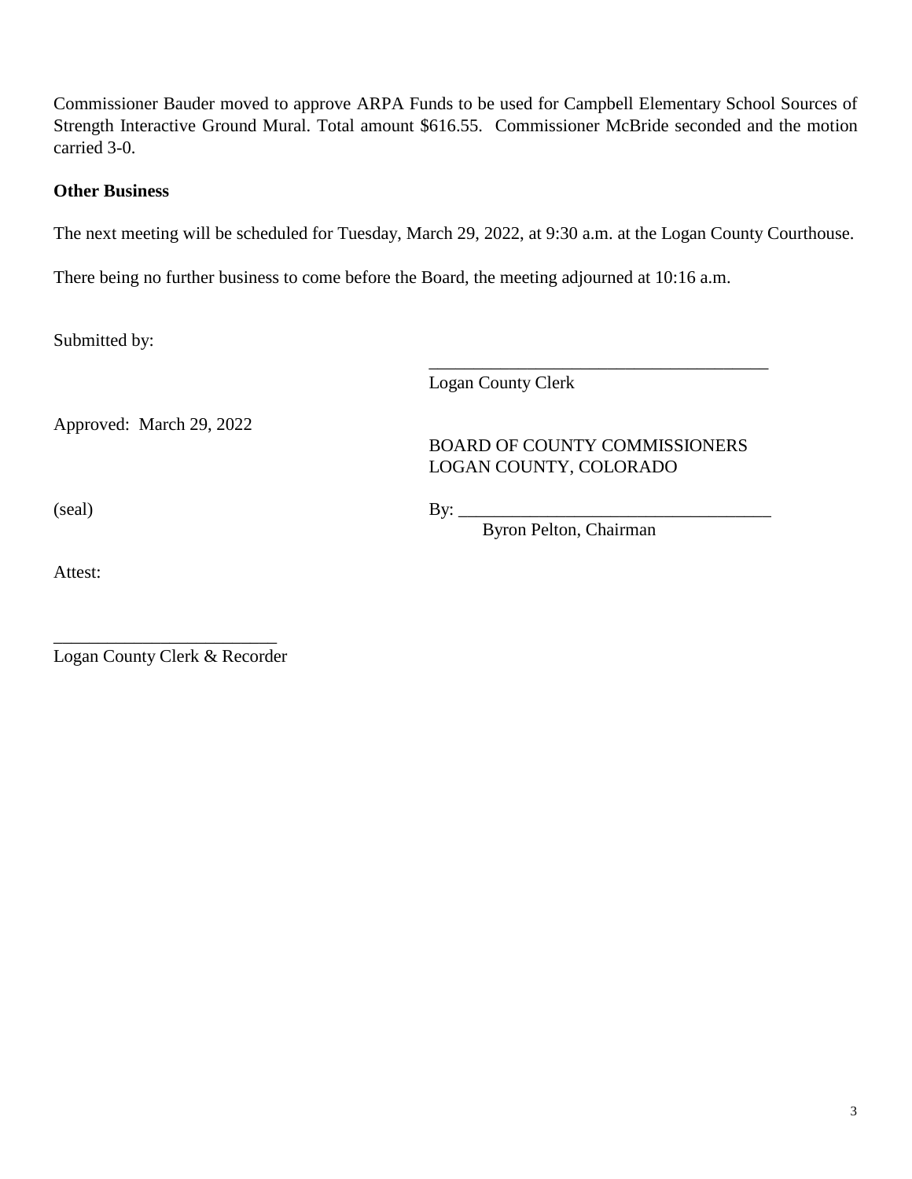Commissioner Bauder moved to approve ARPA Funds to be used for Campbell Elementary School Sources of Strength Interactive Ground Mural. Total amount $616.55. Commissioner McBride seconded and the motion carried 3-0.

**Other Business**

The next meeting will be scheduled for Tuesday, March 29, 2022, at 9:30 a.m. at the Logan County Courthouse.

There being no further business to come before the Board, the meeting adjourned at 10:16 a.m.

Submitted by:

\_\_\_\_\_\_\_\_\_\_\_\_\_\_\_\_\_\_\_\_\_\_\_\_\_\_\_\_\_\_\_\_\_\_\_\_\_\_\_\_
Logan County Clerk

Approved: March 29, 2022

BOARD OF COUNTY COMMISSIONERS
LOGAN COUNTY, COLORADO

(seal)

By: \_\_\_\_\_\_\_\_\_\_\_\_\_\_\_\_\_\_\_\_\_\_\_\_\_\_\_\_\_\_\_\_\_\_\_\_
Byron Pelton, Chairman

Attest:

\_\_\_\_\_\_\_\_\_\_\_\_\_\_\_\_\_\_\_\_\_\_\_\_\_\_
Logan County Clerk & Recorder